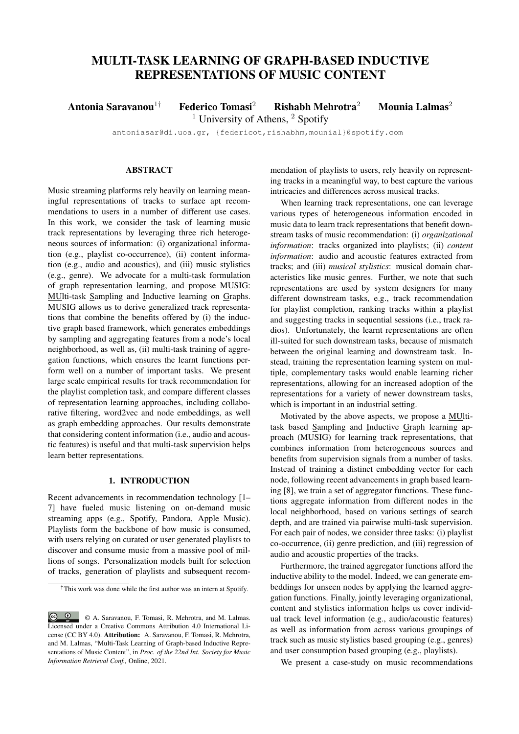# MULTI-TASK LEARNING OF GRAPH-BASED INDUCTIVE REPRESENTATIONS OF MUSIC CONTENT

**Antonia Saravanou**[1†] **Federico Tomasi**[2] **Rishabh Mehrotra**[2] **Mounia Lalmas**[2]

[1] University of Athens, [2] Spotify

antoniasar@di.uoa.gr, {federicot,rishabhm,mounial}@spotify.com

## ABSTRACT

Music streaming platforms rely heavily on learning meaningful representations of tracks to surface apt recommendations to users in a number of different use cases. In this work, we consider the task of learning music track representations by leveraging three rich heterogeneous sources of information: (i) organizational information (e.g., playlist co-occurrence), (ii) content information (e.g., audio and acoustics), and (iii) music stylistics (e.g., genre). We advocate for a multi-task formulation of graph representation learning, and propose MUSIG: MUlti-task Sampling and Inductive learning on Graphs. MUSIG allows us to derive generalized track representations that combine the benefits offered by (i) the inductive graph based framework, which generates embeddings by sampling and aggregating features from a node's local neighborhood, as well as, (ii) multi-task training of aggregation functions, which ensures the learnt functions perform well on a number of important tasks. We present large scale empirical results for track recommendation for the playlist completion task, and compare different classes of representation learning approaches, including collaborative filtering, word2vec and node embeddings, as well as graph embedding approaches. Our results demonstrate that considering content information (i.e., audio and acoustic features) is useful and that multi-task supervision helps learn better representations.

## 1. INTRODUCTION

Recent advancements in recommendation technology [1–7] have fueled music listening on on-demand music streaming apps (e.g., Spotify, Pandora, Apple Music). Playlists form the backbone of how music is consumed, with users relying on curated or user generated playlists to discover and consume music from a massive pool of millions of songs. Personalization models built for selection of tracks, generation of playlists and subsequent recommendation of playlists to users, rely heavily on representing tracks in a meaningful way, to best capture the various intricacies and differences across musical tracks.

When learning track representations, one can leverage various types of heterogeneous information encoded in music data to learn track representations that benefit downstream tasks of music recommendation: (i) *organizational information*: tracks organized into playlists; (ii) *content information*: audio and acoustic features extracted from tracks; and (iii) *musical stylistics*: musical domain characteristics like music genres. Further, we note that such representations are used by system designers for many different downstream tasks, e.g., track recommendation for playlist completion, ranking tracks within a playlist and suggesting tracks in sequential sessions (i.e., track radios). Unfortunately, the learnt representations are often ill-suited for such downstream tasks, because of mismatch between the original learning and downstream task. Instead, training the representation learning system on multiple, complementary tasks would enable learning richer representations, allowing for an increased adoption of the representations for a variety of newer downstream tasks, which is important in an industrial setting.

Motivated by the above aspects, we propose a MUlti-task based Sampling and Inductive Graph learning approach (MUSIG) for learning track representations, that combines information from heterogeneous sources and benefits from supervision signals from a number of tasks. Instead of training a distinct embedding vector for each node, following recent advancements in graph based learning [8], we train a set of aggregator functions. These functions aggregate information from different nodes in the local neighborhood, based on various settings of search depth, and are trained via pairwise multi-task supervision. For each pair of nodes, we consider three tasks: (i) playlist co-occurrence, (ii) genre prediction, and (iii) regression of audio and acoustic properties of the tracks.

Furthermore, the trained aggregator functions afford the inductive ability to the model. Indeed, we can generate embeddings for unseen nodes by applying the learned aggregation functions. Finally, jointly leveraging organizational, content and stylistics information helps us cover individual track level information (e.g., audio/acoustic features) as well as information from across various groupings of track such as music stylistics based grouping (e.g., genres) and user consumption based grouping (e.g., playlists).

We present a case-study on music recommendations

†This work was done while the first author was an intern at Spotify.

© A. Saravanou, F. Tomasi, R. Mehrotra, and M. Lalmas. Licensed under a Creative Commons Attribution 4.0 International License (CC BY 4.0). **Attribution:** A. Saravanou, F. Tomasi, R. Mehrotra, and M. Lalmas, "Multi-Task Learning of Graph-based Inductive Representations of Music Content", in *Proc. of the 22nd Int. Society for Music Information Retrieval Conf.,* Online, 2021.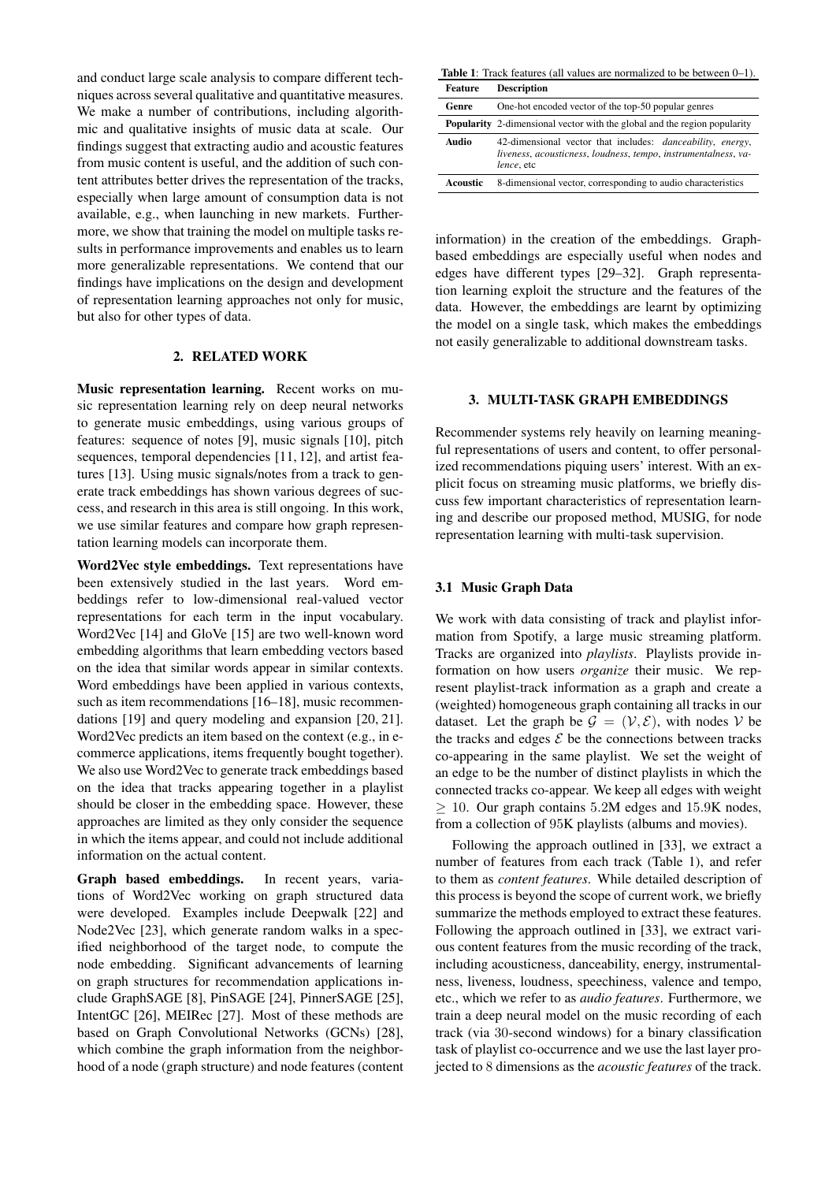and conduct large scale analysis to compare different techniques across several qualitative and quantitative measures. We make a number of contributions, including algorithmic and qualitative insights of music data at scale. Our findings suggest that extracting audio and acoustic features from music content is useful, and the addition of such content attributes better drives the representation of the tracks, especially when large amount of consumption data is not available, e.g., when launching in new markets. Furthermore, we show that training the model on multiple tasks results in performance improvements and enables us to learn more generalizable representations. We contend that our findings have implications on the design and development of representation learning approaches not only for music, but also for other types of data.

## 2. RELATED WORK

**Music representation learning.** Recent works on music representation learning rely on deep neural networks to generate music embeddings, using various groups of features: sequence of notes [9], music signals [10], pitch sequences, temporal dependencies [11, 12], and artist features [13]. Using music signals/notes from a track to generate track embeddings has shown various degrees of success, and research in this area is still ongoing. In this work, we use similar features and compare how graph representation learning models can incorporate them.

**Word2Vec style embeddings.** Text representations have been extensively studied in the last years. Word embeddings refer to low-dimensional real-valued vector representations for each term in the input vocabulary. Word2Vec [14] and GloVe [15] are two well-known word embedding algorithms that learn embedding vectors based on the idea that similar words appear in similar contexts. Word embeddings have been applied in various contexts, such as item recommendations [16–18], music recommendations [19] and query modeling and expansion [20, 21]. Word2Vec predicts an item based on the context (e.g., in e-commerce applications, items frequently bought together). We also use Word2Vec to generate track embeddings based on the idea that tracks appearing together in a playlist should be closer in the embedding space. However, these approaches are limited as they only consider the sequence in which the items appear, and could not include additional information on the actual content.

**Graph based embeddings.** In recent years, variations of Word2Vec working on graph structured data were developed. Examples include Deepwalk [22] and Node2Vec [23], which generate random walks in a specified neighborhood of the target node, to compute the node embedding. Significant advancements of learning on graph structures for recommendation applications include GraphSAGE [8], PinSAGE [24], PinnerSAGE [25], IntentGC [26], MEIRec [27]. Most of these methods are based on Graph Convolutional Networks (GCNs) [28], which combine the graph information from the neighborhood of a node (graph structure) and node features (content information) in the creation of the embeddings. Graph-based embeddings are especially useful when nodes and edges have different types [29–32]. Graph representation learning exploit the structure and the features of the data. However, the embeddings are learnt by optimizing the model on a single task, which makes the embeddings not easily generalizable to additional downstream tasks.

**Table 1**: Track features (all values are normalized to be between 0–1).

| Feature | Description |
|---|---|
| **Genre** | One-hot encoded vector of the top-50 popular genres |
| **Popularity** | 2-dimensional vector with the global and the region popularity |
| **Audio** | 42-dimensional vector that includes: *danceability*, *energy*, *liveness*, *acousticness*, *loudness*, *tempo*, *instrumentalness*, *valence*, etc |
| **Acoustic** | 8-dimensional vector, corresponding to audio characteristics |

## 3. MULTI-TASK GRAPH EMBEDDINGS

Recommender systems rely heavily on learning meaningful representations of users and content, to offer personalized recommendations piquing users' interest. With an explicit focus on streaming music platforms, we briefly discuss few important characteristics of representation learning and describe our proposed method, MUSIG, for node representation learning with multi-task supervision.

### 3.1 Music Graph Data

We work with data consisting of track and playlist information from Spotify, a large music streaming platform. Tracks are organized into *playlists*. Playlists provide information on how users *organize* their music. We represent playlist-track information as a graph and create a (weighted) homogeneous graph containing all tracks in our dataset. Let the graph be $\mathcal{G} = (\mathcal{V}, \mathcal{E})$, with nodes $\mathcal{V}$ be the tracks and edges $\mathcal{E}$ be the connections between tracks co-appearing in the same playlist. We set the weight of an edge to be the number of distinct playlists in which the connected tracks co-appear. We keep all edges with weight $\geq 10$. Our graph contains $5.2$M edges and $15.9$K nodes, from a collection of $95$K playlists (albums and movies).

Following the approach outlined in [33], we extract a number of features from each track (Table 1), and refer to them as *content features*. While detailed description of this process is beyond the scope of current work, we briefly summarize the methods employed to extract these features. Following the approach outlined in [33], we extract various content features from the music recording of the track, including acousticness, danceability, energy, instrumentalness, liveness, loudness, speechiness, valence and tempo, etc., which we refer to as *audio features*. Furthermore, we train a deep neural model on the music recording of each track (via 30-second windows) for a binary classification task of playlist co-occurrence and we use the last layer projected to $8$ dimensions as the *acoustic features* of the track.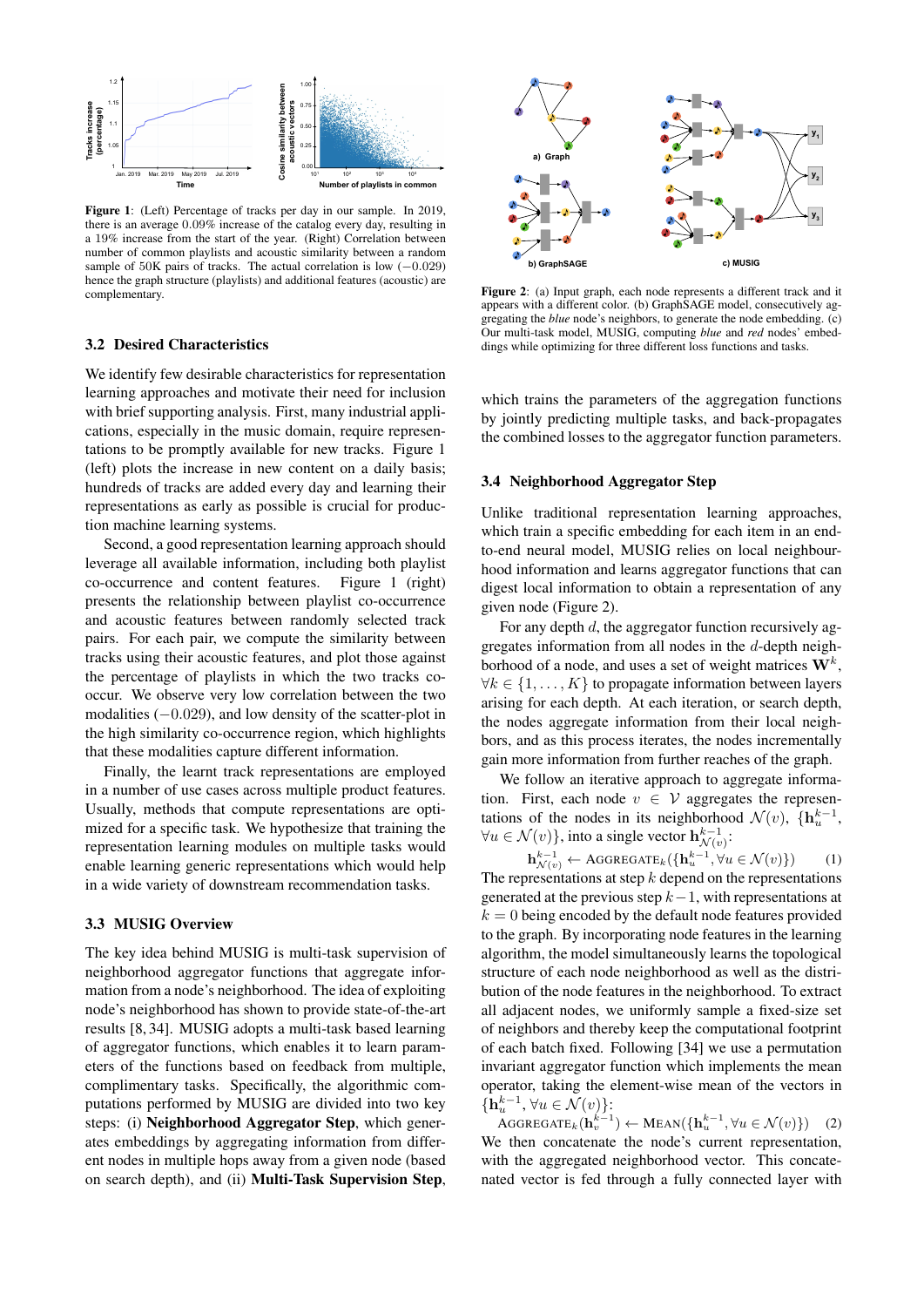**Figure 1**: (Left) Percentage of tracks per day in our sample. In 2019, there is an average 0.09% increase of the catalog every day, resulting in a 19% increase from the start of the year. (Right) Correlation between number of common playlists and acoustic similarity between a random sample of 50K pairs of tracks. The actual correlation is low ($-0.029$) hence the graph structure (playlists) and additional features (acoustic) are complementary.

**Figure 2**: (a) Input graph, each node represents a different track and it appears with a different color. (b) GraphSAGE model, consecutively aggregating the *blue* node's neighbors, to generate the node embedding. (c) Our multi-task model, MUSIG, computing *blue* and *red* nodes' embeddings while optimizing for three different loss functions and tasks.

### 3.2 Desired Characteristics

We identify few desirable characteristics for representation learning approaches and motivate their need for inclusion with brief supporting analysis. First, many industrial applications, especially in the music domain, require representations to be promptly available for new tracks. Figure 1 (left) plots the increase in new content on a daily basis; hundreds of tracks are added every day and learning their representations as early as possible is crucial for production machine learning systems.

Second, a good representation learning approach should leverage all available information, including both playlist co-occurrence and content features. Figure 1 (right) presents the relationship between playlist co-occurrence and acoustic features between randomly selected track pairs. For each pair, we compute the similarity between tracks using their acoustic features, and plot those against the percentage of playlists in which the two tracks co-occur. We observe very low correlation between the two modalities ($-0.029$), and low density of the scatter-plot in the high similarity co-occurrence region, which highlights that these modalities capture different information.

Finally, the learnt track representations are employed in a number of use cases across multiple product features. Usually, methods that compute representations are optimized for a specific task. We hypothesize that training the representation learning modules on multiple tasks would enable learning generic representations which would help in a wide variety of downstream recommendation tasks.

### 3.3 MUSIG Overview

The key idea behind MUSIG is multi-task supervision of neighborhood aggregator functions that aggregate information from a node's neighborhood. The idea of exploiting node's neighborhood has shown to provide state-of-the-art results [8, 34]. MUSIG adopts a multi-task based learning of aggregator functions, which enables it to learn parameters of the functions based on feedback from multiple, complimentary tasks. Specifically, the algorithmic computations performed by MUSIG are divided into two key steps: (i) **Neighborhood Aggregator Step**, which generates embeddings by aggregating information from different nodes in multiple hops away from a given node (based on search depth), and (ii) **Multi-Task Supervision Step**, which trains the parameters of the aggregation functions by jointly predicting multiple tasks, and back-propagates the combined losses to the aggregator function parameters.

### 3.4 Neighborhood Aggregator Step

Unlike traditional representation learning approaches, which train a specific embedding for each item in an end-to-end neural model, MUSIG relies on local neighbourhood information and learns aggregator functions that can digest local information to obtain a representation of any given node (Figure 2).

For any depth $d$, the aggregator function recursively aggregates information from all nodes in the $d$-depth neighborhood of a node, and uses a set of weight matrices $\mathbf{W}^k$, $\forall k \in \{1, \dots, K\}$ to propagate information between layers arising for each depth. At each iteration, or search depth, the nodes aggregate information from their local neighbors, and as this process iterates, the nodes incrementally gain more information from further reaches of the graph.

We follow an iterative approach to aggregate information. First, each node $v \in \mathcal{V}$ aggregates the representations of the nodes in its neighborhood $\mathcal{N}(v)$, $\{\mathbf{h}_u^{k-1}, \forall u \in \mathcal{N}(v)\}$, into a single vector $\mathbf{h}_{\mathcal{N}(v)}^{k-1}$:

$$\mathbf{h}_{\mathcal{N}(v)}^{k-1} \leftarrow \text{AGGREGATE}_k(\{\mathbf{h}_u^{k-1}, \forall u \in \mathcal{N}(v)\}) \quad (1)$$

The representations at step $k$ depend on the representations generated at the previous step $k-1$, with representations at $k = 0$ being encoded by the default node features provided to the graph. By incorporating node features in the learning algorithm, the model simultaneously learns the topological structure of each node neighborhood as well as the distribution of the node features in the neighborhood. To extract all adjacent nodes, we uniformly sample a fixed-size set of neighbors and thereby keep the computational footprint of each batch fixed. Following [34] we use a permutation invariant aggregator function which implements the mean operator, taking the element-wise mean of the vectors in $\{\mathbf{h}_u^{k-1}, \forall u \in \mathcal{N}(v)\}$:

$$\text{AGGREGATE}_k(\mathbf{h}_v^{k-1}) \leftarrow \text{MEAN}(\{\mathbf{h}_u^{k-1}, \forall u \in \mathcal{N}(v)\}) \quad (2)$$

We then concatenate the node's current representation, with the aggregated neighborhood vector. This concatenated vector is fed through a fully connected layer with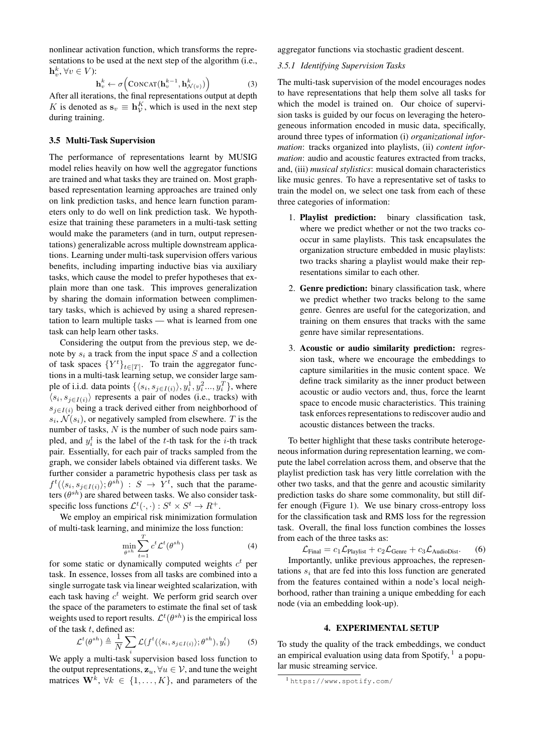nonlinear activation function, which transforms the representations to be used at the next step of the algorithm (i.e., $\mathbf{h}_v^k, \forall v \in V$):

$$\mathbf{h}_v^k \leftarrow \sigma\Big(\text{CONCAT}(\mathbf{h}_v^{k-1}, \mathbf{h}_{\mathcal{N}(v)}^k)\Big) \tag{3}$$

After all iterations, the final representations output at depth $K$ is denoted as $\mathbf{s}_v \equiv \mathbf{h}_{\mathcal{V}}^K$, which is used in the next step during training.

### 3.5 Multi-Task Supervision

The performance of representations learnt by MUSIG model relies heavily on how well the aggregator functions are trained and what tasks they are trained on. Most graph-based representation learning approaches are trained only on link prediction tasks, and hence learn function parameters only to do well on link prediction task. We hypothesize that training these parameters in a multi-task setting would make the parameters (and in turn, output representations) generalizable across multiple downstream applications. Learning under multi-task supervision offers various benefits, including imparting inductive bias via auxiliary tasks, which cause the model to prefer hypotheses that explain more than one task. This improves generalization by sharing the domain information between complimentary tasks, which is achieved by using a shared representation to learn multiple tasks — what is learned from one task can help learn other tasks.

Considering the output from the previous step, we denote by $s_i$ a track from the input space $S$ and a collection of task spaces $\{Y^t\}_{t \in [T]}$. To train the aggregator functions in a multi-task learning setup, we consider large sample of i.i.d. data points $\{\langle s_i, s_{j \in I(i)}\rangle, y_i^1, y_i^2 ..., y_i^T\}$, where $\langle s_i, s_{j \in I(i)}\rangle$ represents a pair of nodes (i.e., tracks) with $s_{j \in I(i)}$ being a track derived either from neighborhood of $s_i$, $\mathcal{N}(s_i)$, or negatively sampled from elsewhere. $T$ is the number of tasks, $N$ is the number of such node pairs sampled, and $y_i^t$ is the label of the $t$-th task for the $i$-th track pair. Essentially, for each pair of tracks sampled from the graph, we consider labels obtained via different tasks. We further consider a parametric hypothesis class per task as $f^t(\langle s_i, s_{j \in I(i)}\rangle; \theta^{sh}) : S \rightarrow Y^t$, such that the parameters ($\theta^{sh}$) are shared between tasks. We also consider task-specific loss functions $\mathcal{L}^t(\cdot, \cdot) : S^t \times S^t \rightarrow R^+$.

We employ an empirical risk minimization formulation of multi-task learning, and minimize the loss function:

$$\min_{\theta^{sh}} \sum_{t=1}^{T} c^t \mathcal{L}^t(\theta^{sh}) \tag{4}$$

for some static or dynamically computed weights $c^t$ per task. In essence, losses from all tasks are combined into a single surrogate task via linear weighted scalarization, with each task having $c^t$ weight. We perform grid search over the space of the parameters to estimate the final set of task weights used to report results. $\mathcal{L}^t(\theta^{sh})$ is the empirical loss of the task $t$, defined as:

$$\mathcal{L}^t(\theta^{sh}) \triangleq \frac{1}{N} \sum_i \mathcal{L}(f^t(\langle s_i, s_{j \in I(i)}\rangle; \theta^{sh}), y_i^t) \tag{5}$$

We apply a multi-task supervision based loss function to the output representations, $\mathbf{z}_u, \forall u \in \mathcal{V}$, and tune the weight matrices $\mathbf{W}^k$, $\forall k \in \{1, \ldots, K\}$, and parameters of the aggregator functions via stochastic gradient descent.

#### 3.5.1 Identifying Supervision Tasks

The multi-task supervision of the model encourages nodes to have representations that help them solve all tasks for which the model is trained on. Our choice of supervision tasks is guided by our focus on leveraging the heterogeneous information encoded in music data, specifically, around three types of information (i) *organizational information*: tracks organized into playlists, (ii) *content information*: audio and acoustic features extracted from tracks, and, (iii) *musical stylistics*: musical domain characteristics like music genres. To have a representative set of tasks to train the model on, we select one task from each of these three categories of information:

1. **Playlist prediction:** binary classification task, where we predict whether or not the two tracks co-occur in same playlists. This task encapsulates the organization structure embedded in music playlists: two tracks sharing a playlist would make their representations similar to each other.
2. **Genre prediction:** binary classification task, where we predict whether two tracks belong to the same genre. Genres are useful for the categorization, and training on them ensures that tracks with the same genre have similar representations.
3. **Acoustic or audio similarity prediction:** regression task, where we encourage the embeddings to capture similarities in the music content space. We define track similarity as the inner product between acoustic or audio vectors and, thus, force the learnt space to encode music characteristics. This training task enforces representations to rediscover audio and acoustic distances between the tracks.

To better highlight that these tasks contribute heterogeneous information during representation learning, we compute the label correlation across them, and observe that the playlist prediction task has very little correlation with the other two tasks, and that the genre and acoustic similarity prediction tasks do share some commonality, but still differ enough (Figure 1). We use binary cross-entropy loss for the classification task and RMS loss for the regression task. Overall, the final loss function combines the losses from each of the three tasks as:

$$\mathcal{L}_{\text{Final}} = c_1 \mathcal{L}_{\text{Playlist}} + c_2 \mathcal{L}_{\text{Genre}} + c_3 \mathcal{L}_{\text{AudioDist}}. \tag{6}$$

Importantly, unlike previous approaches, the representations $s_i$ that are fed into this loss function are generated from the features contained within a node's local neighborhood, rather than training a unique embedding for each node (via an embedding look-up).

## 4. EXPERIMENTAL SETUP

To study the quality of the track embeddings, we conduct an empirical evaluation using data from Spotify,[1] a popular music streaming service.

[1] https://www.spotify.com/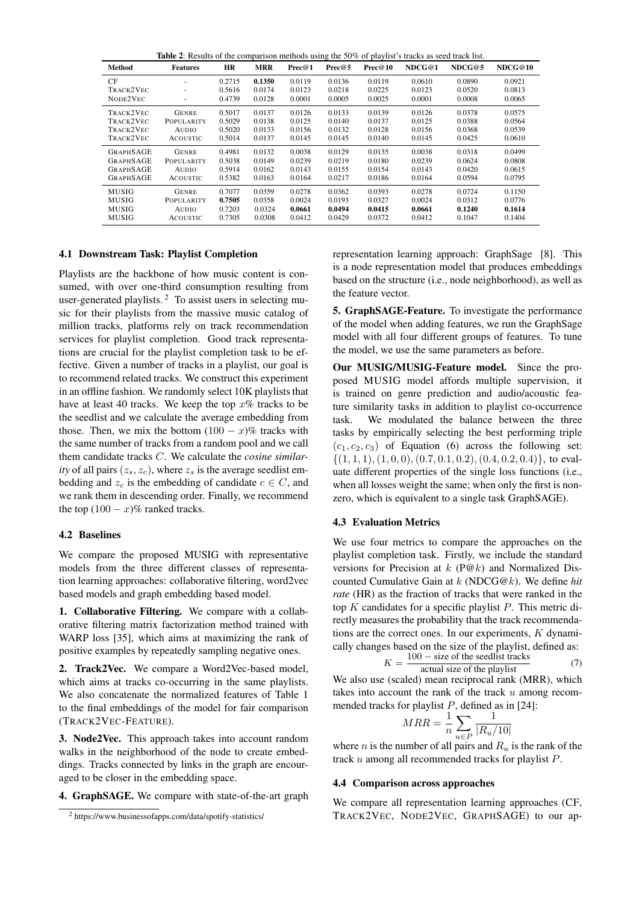**Table 2**: Results of the comparison methods using the 50% of playlist's tracks as seed track list.

| Method | Features | HR | MRR | Prec@1 | Prec@5 | Prec@10 | NDCG@1 | NDCG@5 | NDCG@10 |
|---|---|---|---|---|---|---|---|---|---|
| CF | - | 0.2715 | **0.1350** | 0.0119 | 0.0136 | 0.0119 | 0.0610 | 0.0890 | 0.0921 |
| TRACK2VEC | - | 0.5616 | 0.0174 | 0.0123 | 0.0218 | 0.0225 | 0.0123 | 0.0520 | 0.0813 |
| NODE2VEC | - | 0.4739 | 0.0128 | 0.0001 | 0.0005 | 0.0025 | 0.0001 | 0.0008 | 0.0065 |
| TRACK2VEC | GENRE | 0.5017 | 0.0137 | 0.0126 | 0.0133 | 0.0139 | 0.0126 | 0.0378 | 0.0575 |
| TRACK2VEC | POPULARITY | 0.5029 | 0.0138 | 0.0125 | 0.0140 | 0.0137 | 0.0125 | 0.0388 | 0.0564 |
| TRACK2VEC | AUDIO | 0.5020 | 0.0133 | 0.0156 | 0.0132 | 0.0128 | 0.0156 | 0.0368 | 0.0539 |
| TRACK2VEC | ACOUSTIC | 0.5014 | 0.0137 | 0.0145 | 0.0145 | 0.0140 | 0.0145 | 0.0425 | 0.0610 |
| GRAPHSAGE | GENRE | 0.4981 | 0.0132 | 0.0038 | 0.0129 | 0.0135 | 0.0038 | 0.0318 | 0.0499 |
| GRAPHSAGE | POPULARITY | 0.5038 | 0.0149 | 0.0239 | 0.0219 | 0.0180 | 0.0239 | 0.0624 | 0.0808 |
| GRAPHSAGE | AUDIO | 0.5914 | 0.0162 | 0.0143 | 0.0155 | 0.0154 | 0.0143 | 0.0420 | 0.0615 |
| GRAPHSAGE | ACOUSTIC | 0.5382 | 0.0163 | 0.0164 | 0.0217 | 0.0186 | 0.0164 | 0.0594 | 0.0795 |
| MUSIG | GENRE | 0.7077 | 0.0359 | 0.0278 | 0.0362 | 0.0393 | 0.0278 | 0.0724 | 0.1150 |
| MUSIG | POPULARITY | **0.7505** | 0.0358 | 0.0024 | 0.0193 | 0.0327 | 0.0024 | 0.0312 | 0.0776 |
| MUSIG | AUDIO | 0.7203 | 0.0324 | **0.0661** | **0.0494** | **0.0415** | **0.0661** | **0.1240** | **0.1614** |
| MUSIG | ACOUSTIC | 0.7305 | 0.0308 | 0.0412 | 0.0429 | 0.0372 | 0.0412 | 0.1047 | 0.1404 |

### 4.1 Downstream Task: Playlist Completion

Playlists are the backbone of how music content is consumed, with over one-third consumption resulting from user-generated playlists. [2] To assist users in selecting music for their playlists from the massive music catalog of million tracks, platforms rely on track recommendation services for playlist completion. Good track representations are crucial for the playlist completion task to be effective. Given a number of tracks in a playlist, our goal is to recommend related tracks. We construct this experiment in an offline fashion. We randomly select 10K playlists that have at least 40 tracks. We keep the top $x$% tracks to be the seedlist and we calculate the average embedding from those. Then, we mix the bottom $(100 - x)$% tracks with the same number of tracks from a random pool and we call them candidate tracks $C$. We calculate the *cosine similarity* of all pairs $(z_s, z_c)$, where $z_s$ is the average seedlist embedding and $z_c$ is the embedding of candidate $c \in C$, and we rank them in descending order. Finally, we recommend the top $(100 - x)$% ranked tracks.

### 4.2 Baselines

We compare the proposed MUSIG with representative models from the three different classes of representation learning approaches: collaborative filtering, word2vec based models and graph embedding based model.

**1. Collaborative Filtering.** We compare with a collaborative filtering matrix factorization method trained with WARP loss [35], which aims at maximizing the rank of positive examples by repeatedly sampling negative ones.

**2. Track2Vec.** We compare a Word2Vec-based model, which aims at tracks co-occurring in the same playlists. We also concatenate the normalized features of Table 1 to the final embeddings of the model for fair comparison (TRACK2VEC-FEATURE).

**3. Node2Vec.** This approach takes into account random walks in the neighborhood of the node to create embeddings. Tracks connected by links in the graph are encouraged to be closer in the embedding space.

**4. GraphSAGE.** We compare with state-of-the-art graph representation learning approach: GraphSage [8]. This is a node representation model that produces embeddings based on the structure (i.e., node neighborhood), as well as the feature vector.

**5. GraphSAGE-Feature.** To investigate the performance of the model when adding features, we run the GraphSage model with all four different groups of features. To tune the model, we use the same parameters as before.

**Our MUSIG/MUSIG-Feature model.** Since the proposed MUSIG model affords multiple supervision, it is trained on genre prediction and audio/acoustic feature similarity tasks in addition to playlist co-occurrence task. We modulated the balance between the three tasks by empirically selecting the best performing triple $(c_1, c_2, c_3)$ of Equation (6) across the following set: $\{(1, 1, 1), (1, 0, 0), (0.7, 0.1, 0.2), (0.4, 0.2, 0.4)\}$, to evaluate different properties of the single loss functions (i.e., when all losses weight the same; when only the first is nonzero, which is equivalent to a single task GraphSAGE).

### 4.3 Evaluation Metrics

We use four metrics to compare the approaches on the playlist completion task. Firstly, we include the standard versions for Precision at $k$ (P@$k$) and Normalized Discounted Cumulative Gain at $k$ (NDCG@$k$). We define *hit rate* (HR) as the fraction of tracks that were ranked in the top $K$ candidates for a specific playlist $P$. This metric directly measures the probability that the track recommendations are the correct ones. In our experiments, $K$ dynamically changes based on the size of the playlist, defined as:

$$K = \frac{100 - \text{size of the seedlist tracks}}{\text{actual size of the playlist}} \tag{7}$$

We also use (scaled) mean reciprocal rank (MRR), which takes into account the rank of the track $u$ among recommended tracks for playlist $P$, defined as in [24]:

$$MRR = \frac{1}{n} \sum_{u \in P} \frac{1}{|R_u/10|}$$

where $n$ is the number of all pairs and $R_u$ is the rank of the track $u$ among all recommended tracks for playlist $P$.

### 4.4 Comparison across approaches

We compare all representation learning approaches (CF, TRACK2VEC, NODE2VEC, GRAPHSAGE) to our ap-

[2] https://www.businessofapps.com/data/spotify-statistics/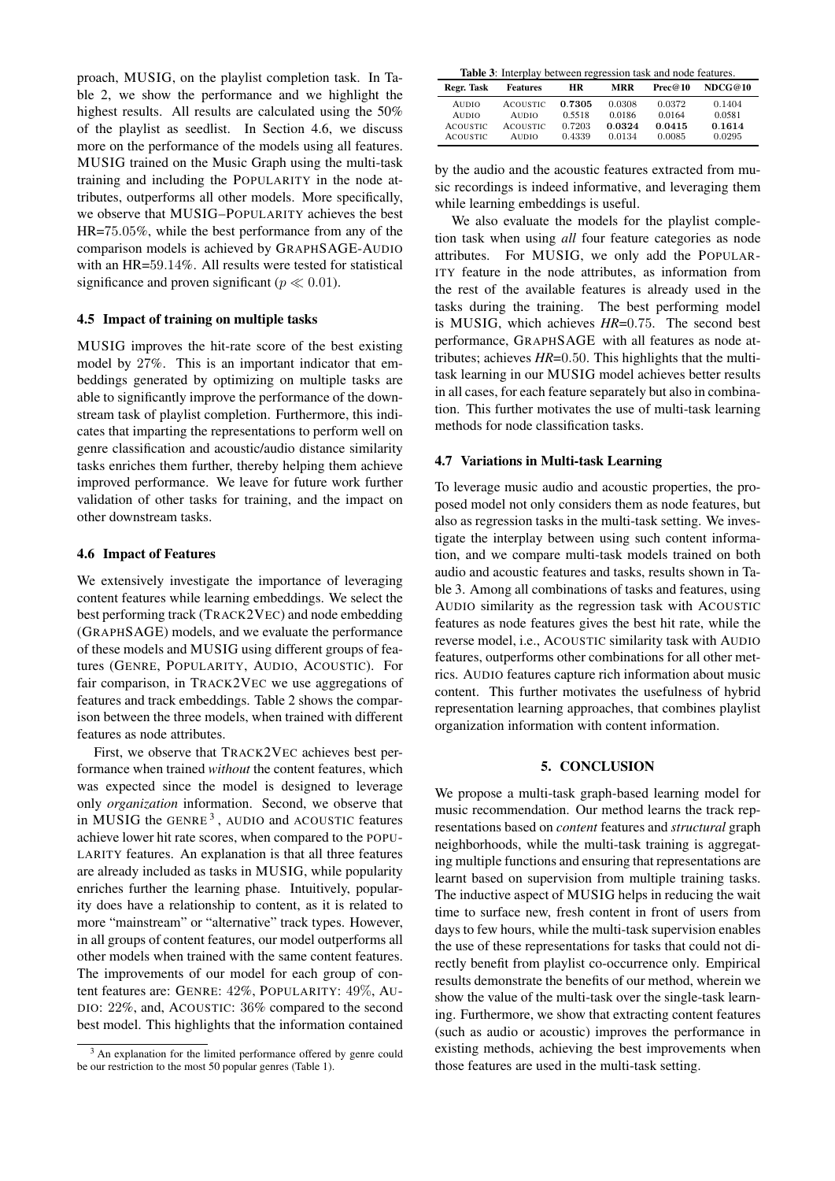proach, MUSIG, on the playlist completion task. In Table 2, we show the performance and we highlight the highest results. All results are calculated using the 50% of the playlist as seedlist. In Section 4.6, we discuss more on the performance of the models using all features. MUSIG trained on the Music Graph using the multi-task training and including the POPULARITY in the node attributes, outperforms all other models. More specifically, we observe that MUSIG–POPULARITY achieves the best HR=$75.05\%$, while the best performance from any of the comparison models is achieved by GRAPHSAGE-AUDIO with an HR=$59.14\%$. All results were tested for statistical significance and proven significant ($p \ll 0.01$).

### 4.5 Impact of training on multiple tasks

MUSIG improves the hit-rate score of the best existing model by $27\%$. This is an important indicator that embeddings generated by optimizing on multiple tasks are able to significantly improve the performance of the downstream task of playlist completion. Furthermore, this indicates that imparting the representations to perform well on genre classification and acoustic/audio distance similarity tasks enriches them further, thereby helping them achieve improved performance. We leave for future work further validation of other tasks for training, and the impact on other downstream tasks.

### 4.6 Impact of Features

We extensively investigate the importance of leveraging content features while learning embeddings. We select the best performing track (TRACK2VEC) and node embedding (GRAPHSAGE) models, and we evaluate the performance of these models and MUSIG using different groups of features (GENRE, POPULARITY, AUDIO, ACOUSTIC). For fair comparison, in TRACK2VEC we use aggregations of features and track embeddings. Table 2 shows the comparison between the three models, when trained with different features as node attributes.

First, we observe that TRACK2VEC achieves best performance when trained *without* the content features, which was expected since the model is designed to leverage only *organization* information. Second, we observe that in MUSIG the GENRE [3], AUDIO and ACOUSTIC features achieve lower hit rate scores, when compared to the POPULARITY features. An explanation is that all three features are already included as tasks in MUSIG, while popularity enriches further the learning phase. Intuitively, popularity does have a relationship to content, as it is related to more "mainstream" or "alternative" track types. However, in all groups of content features, our model outperforms all other models when trained with the same content features. The improvements of our model for each group of content features are: GENRE: $42\%$, POPULARITY: $49\%$, AUDIO: $22\%$, and, ACOUSTIC: $36\%$ compared to the second best model. This highlights that the information contained by the audio and the acoustic features extracted from music recordings is indeed informative, and leveraging them while learning embeddings is useful.

We also evaluate the models for the playlist completion task when using *all* four feature categories as node attributes. For MUSIG, we only add the POPULARITY feature in the node attributes, as information from the rest of the available features is already used in the tasks during the training. The best performing model is MUSIG, which achieves *HR*=$0.75$. The second best performance, GRAPHSAGE with all features as node attributes; achieves *HR*=$0.50$. This highlights that the multi-task learning in our MUSIG model achieves better results in all cases, for each feature separately but also in combination. This further motivates the use of multi-task learning methods for node classification tasks.

**Table 3**: Interplay between regression task and node features.

| Regr. Task | Features | HR | MRR | Prec@10 | NDCG@10 |
|---|---|---|---|---|---|
| AUDIO | ACOUSTIC | **0.7305** | 0.0308 | 0.0372 | 0.1404 |
| AUDIO | AUDIO | 0.5518 | 0.0186 | 0.0164 | 0.0581 |
| ACOUSTIC | ACOUSTIC | 0.7203 | **0.0324** | **0.0415** | **0.1614** |
| ACOUSTIC | AUDIO | 0.4339 | 0.0134 | 0.0085 | 0.0295 |

### 4.7 Variations in Multi-task Learning

To leverage music audio and acoustic properties, the proposed model not only considers them as node features, but also as regression tasks in the multi-task setting. We investigate the interplay between using such content information, and we compare multi-task models trained on both audio and acoustic features and tasks, results shown in Table 3. Among all combinations of tasks and features, using AUDIO similarity as the regression task with ACOUSTIC features as node features gives the best hit rate, while the reverse model, i.e., ACOUSTIC similarity task with AUDIO features, outperforms other combinations for all other metrics. AUDIO features capture rich information about music content. This further motivates the usefulness of hybrid representation learning approaches, that combines playlist organization information with content information.

## 5. CONCLUSION

We propose a multi-task graph-based learning model for music recommendation. Our method learns the track representations based on *content* features and *structural* graph neighborhoods, while the multi-task training is aggregating multiple functions and ensuring that representations are learnt based on supervision from multiple training tasks. The inductive aspect of MUSIG helps in reducing the wait time to surface new, fresh content in front of users from days to few hours, while the multi-task supervision enables the use of these representations for tasks that could not directly benefit from playlist co-occurrence only. Empirical results demonstrate the benefits of our method, wherein we show the value of the multi-task over the single-task learning. Furthermore, we show that extracting content features (such as audio or acoustic) improves the performance in existing methods, achieving the best improvements when those features are used in the multi-task setting.

[3] An explanation for the limited performance offered by genre could be our restriction to the most 50 popular genres (Table 1).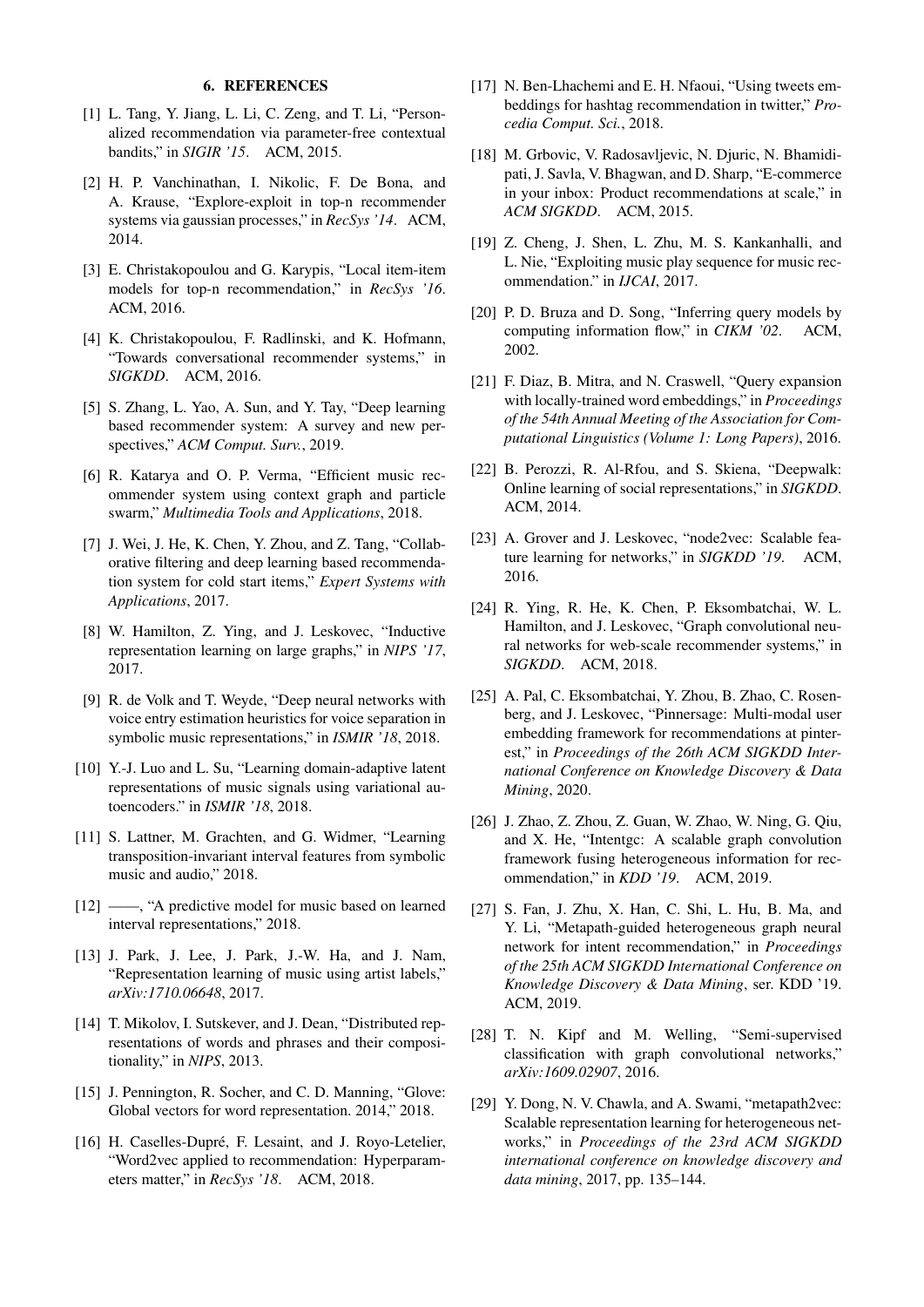## 6. REFERENCES

[1] L. Tang, Y. Jiang, L. Li, C. Zeng, and T. Li, "Personalized recommendation via parameter-free contextual bandits," in *SIGIR '15*. ACM, 2015.

[2] H. P. Vanchinathan, I. Nikolic, F. De Bona, and A. Krause, "Explore-exploit in top-n recommender systems via gaussian processes," in *RecSys '14*. ACM, 2014.

[3] E. Christakopoulou and G. Karypis, "Local item-item models for top-n recommendation," in *RecSys '16*. ACM, 2016.

[4] K. Christakopoulou, F. Radlinski, and K. Hofmann, "Towards conversational recommender systems," in *SIGKDD*. ACM, 2016.

[5] S. Zhang, L. Yao, A. Sun, and Y. Tay, "Deep learning based recommender system: A survey and new perspectives," *ACM Comput. Surv.*, 2019.

[6] R. Katarya and O. P. Verma, "Efficient music recommender system using context graph and particle swarm," *Multimedia Tools and Applications*, 2018.

[7] J. Wei, J. He, K. Chen, Y. Zhou, and Z. Tang, "Collaborative filtering and deep learning based recommendation system for cold start items," *Expert Systems with Applications*, 2017.

[8] W. Hamilton, Z. Ying, and J. Leskovec, "Inductive representation learning on large graphs," in *NIPS '17*, 2017.

[9] R. de Volk and T. Weyde, "Deep neural networks with voice entry estimation heuristics for voice separation in symbolic music representations," in *ISMIR '18*, 2018.

[10] Y.-J. Luo and L. Su, "Learning domain-adaptive latent representations of music signals using variational autoencoders." in *ISMIR '18*, 2018.

[11] S. Lattner, M. Grachten, and G. Widmer, "Learning transposition-invariant interval features from symbolic music and audio," 2018.

[12] ——, "A predictive model for music based on learned interval representations," 2018.

[13] J. Park, J. Lee, J. Park, J.-W. Ha, and J. Nam, "Representation learning of music using artist labels," *arXiv:1710.06648*, 2017.

[14] T. Mikolov, I. Sutskever, and J. Dean, "Distributed representations of words and phrases and their compositionality," in *NIPS*, 2013.

[15] J. Pennington, R. Socher, and C. D. Manning, "Glove: Global vectors for word representation. 2014," 2018.

[16] H. Caselles-Dupré, F. Lesaint, and J. Royo-Letelier, "Word2vec applied to recommendation: Hyperparameters matter," in *RecSys '18*. ACM, 2018.

[17] N. Ben-Lhachemi and E. H. Nfaoui, "Using tweets embeddings for hashtag recommendation in twitter," *Procedia Comput. Sci.*, 2018.

[18] M. Grbovic, V. Radosavljevic, N. Djuric, N. Bhamidipati, J. Savla, V. Bhagwan, and D. Sharp, "E-commerce in your inbox: Product recommendations at scale," in *ACM SIGKDD*. ACM, 2015.

[19] Z. Cheng, J. Shen, L. Zhu, M. S. Kankanhalli, and L. Nie, "Exploiting music play sequence for music recommendation." in *IJCAI*, 2017.

[20] P. D. Bruza and D. Song, "Inferring query models by computing information flow," in *CIKM '02*. ACM, 2002.

[21] F. Diaz, B. Mitra, and N. Craswell, "Query expansion with locally-trained word embeddings," in *Proceedings of the 54th Annual Meeting of the Association for Computational Linguistics (Volume 1: Long Papers)*, 2016.

[22] B. Perozzi, R. Al-Rfou, and S. Skiena, "Deepwalk: Online learning of social representations," in *SIGKDD*. ACM, 2014.

[23] A. Grover and J. Leskovec, "node2vec: Scalable feature learning for networks," in *SIGKDD '19*. ACM, 2016.

[24] R. Ying, R. He, K. Chen, P. Eksombatchai, W. L. Hamilton, and J. Leskovec, "Graph convolutional neural networks for web-scale recommender systems," in *SIGKDD*. ACM, 2018.

[25] A. Pal, C. Eksombatchai, Y. Zhou, B. Zhao, C. Rosenberg, and J. Leskovec, "Pinnersage: Multi-modal user embedding framework for recommendations at pinterest," in *Proceedings of the 26th ACM SIGKDD International Conference on Knowledge Discovery & Data Mining*, 2020.

[26] J. Zhao, Z. Zhou, Z. Guan, W. Zhao, W. Ning, G. Qiu, and X. He, "Intentgc: A scalable graph convolution framework fusing heterogeneous information for recommendation," in *KDD '19*. ACM, 2019.

[27] S. Fan, J. Zhu, X. Han, C. Shi, L. Hu, B. Ma, and Y. Li, "Metapath-guided heterogeneous graph neural network for intent recommendation," in *Proceedings of the 25th ACM SIGKDD International Conference on Knowledge Discovery & Data Mining*, ser. KDD '19. ACM, 2019.

[28] T. N. Kipf and M. Welling, "Semi-supervised classification with graph convolutional networks," *arXiv:1609.02907*, 2016.

[29] Y. Dong, N. V. Chawla, and A. Swami, "metapath2vec: Scalable representation learning for heterogeneous networks," in *Proceedings of the 23rd ACM SIGKDD international conference on knowledge discovery and data mining*, 2017, pp. 135–144.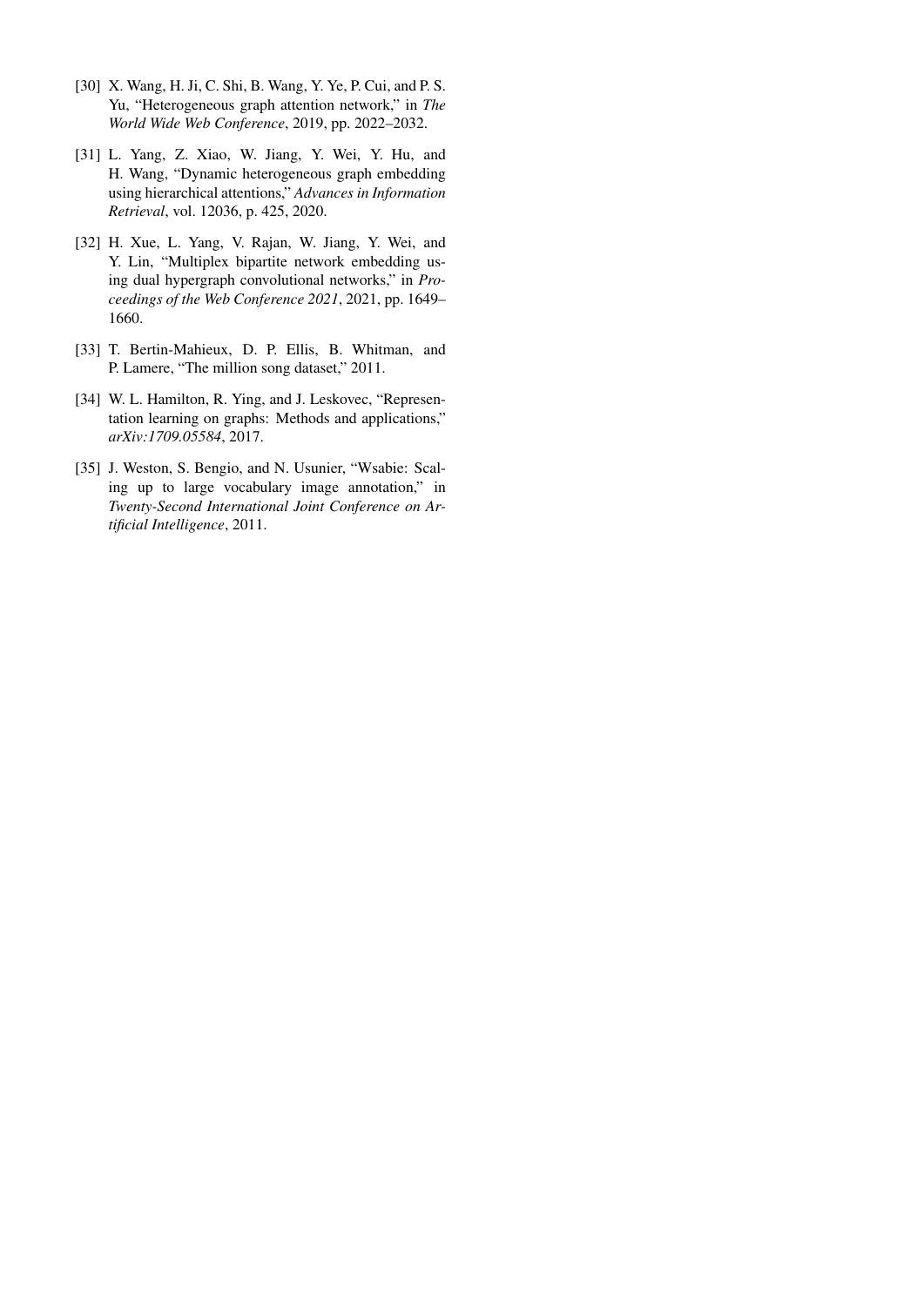[30] X. Wang, H. Ji, C. Shi, B. Wang, Y. Ye, P. Cui, and P. S. Yu, "Heterogeneous graph attention network," in *The World Wide Web Conference*, 2019, pp. 2022–2032.

[31] L. Yang, Z. Xiao, W. Jiang, Y. Wei, Y. Hu, and H. Wang, "Dynamic heterogeneous graph embedding using hierarchical attentions," *Advances in Information Retrieval*, vol. 12036, p. 425, 2020.

[32] H. Xue, L. Yang, V. Rajan, W. Jiang, Y. Wei, and Y. Lin, "Multiplex bipartite network embedding using dual hypergraph convolutional networks," in *Proceedings of the Web Conference 2021*, 2021, pp. 1649–1660.

[33] T. Bertin-Mahieux, D. P. Ellis, B. Whitman, and P. Lamere, "The million song dataset," 2011.

[34] W. L. Hamilton, R. Ying, and J. Leskovec, "Representation learning on graphs: Methods and applications," *arXiv:1709.05584*, 2017.

[35] J. Weston, S. Bengio, and N. Usunier, "Wsabie: Scaling up to large vocabulary image annotation," in *Twenty-Second International Joint Conference on Artificial Intelligence*, 2011.